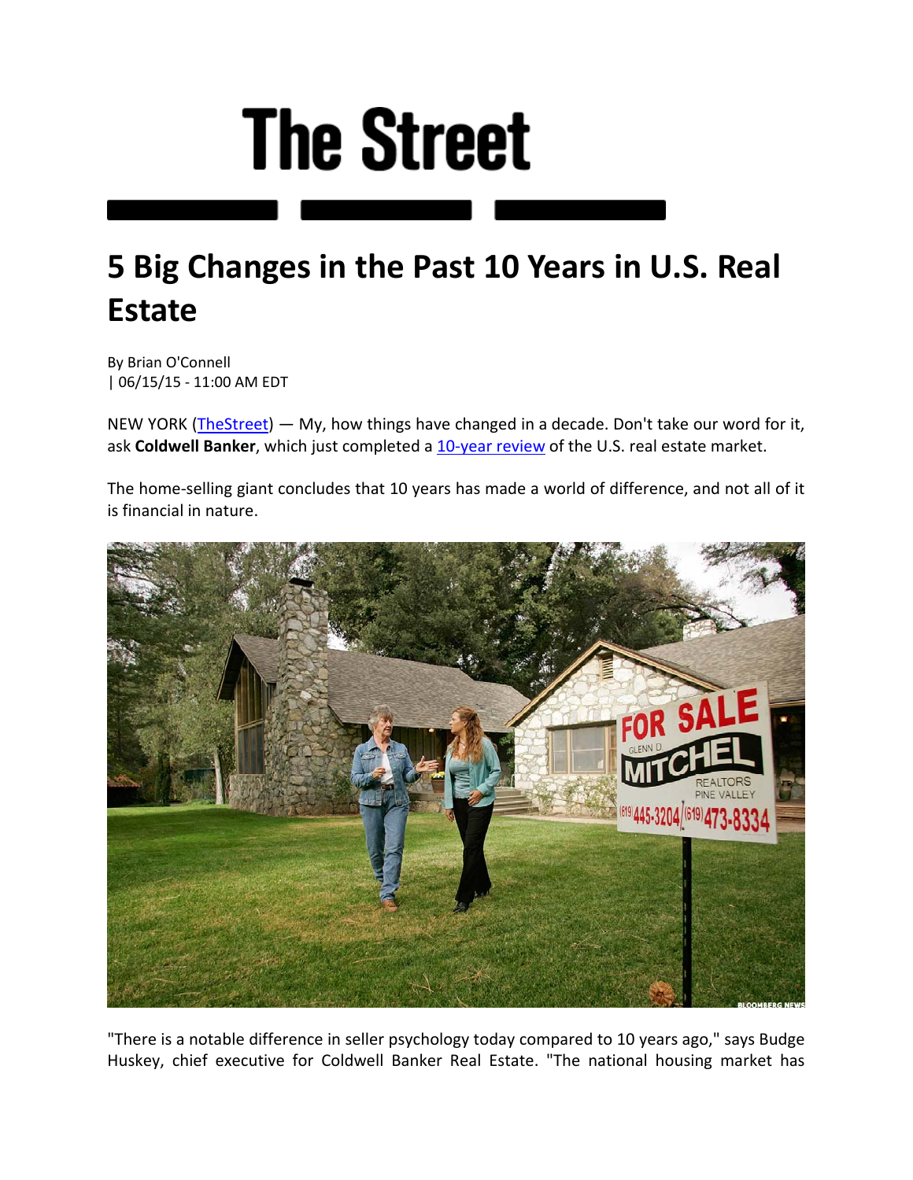# The Street

## 5 Big Changes in the Past 10 Years in U.S. Real Estate

By Brian O'Connell
| 06/15/15 - 11:00 AM EDT

NEW YORK (TheStreet) — My, how things have changed in a decade. Don't take our word for it, ask **Coldwell Banker**, which just completed a 10-year review of the U.S. real estate market.

The home-selling giant concludes that 10 years has made a world of difference, and not all of it is financial in nature.

"There is a notable difference in seller psychology today compared to 10 years ago," says Budge Huskey, chief executive for Coldwell Banker Real Estate. "The national housing market has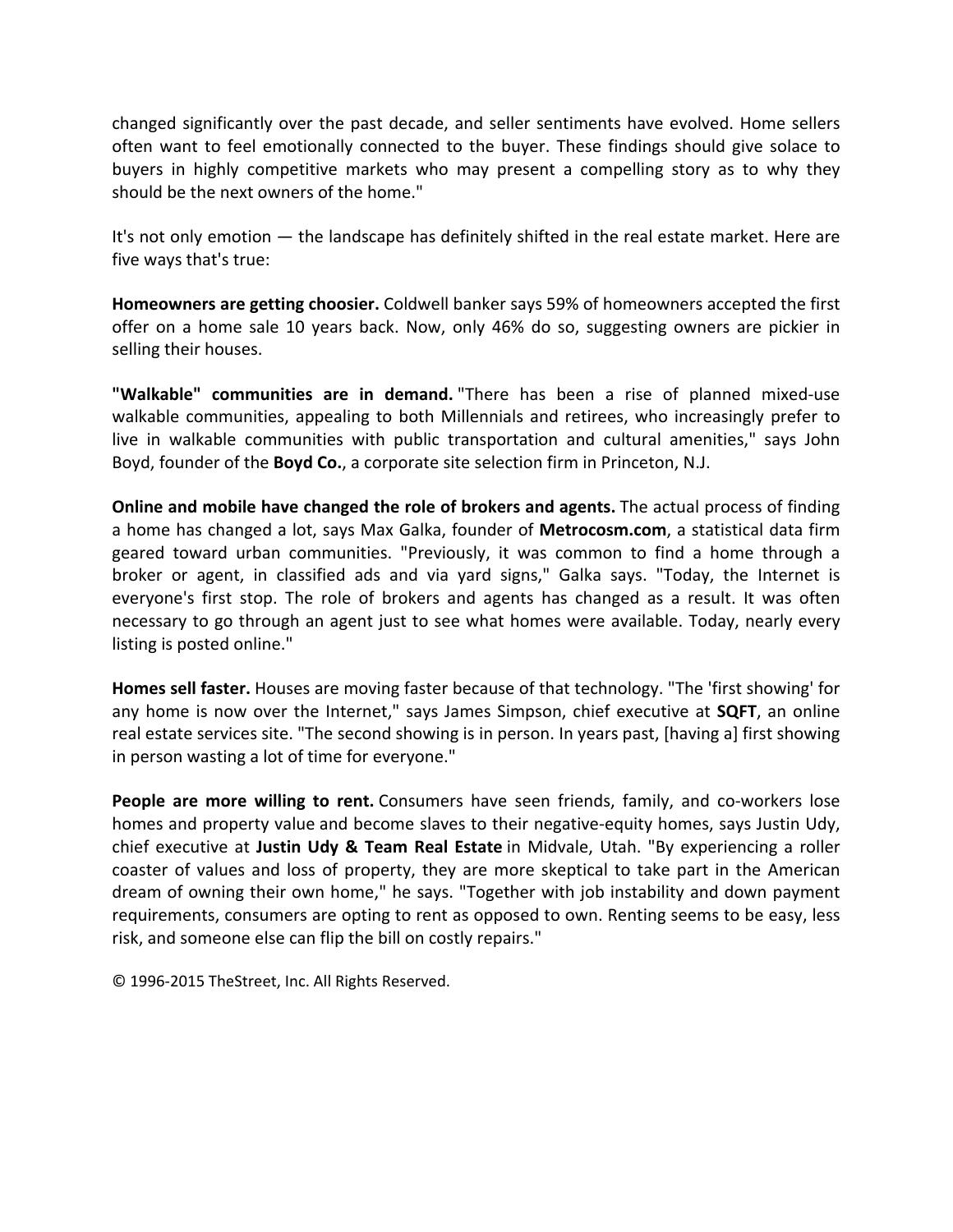changed significantly over the past decade, and seller sentiments have evolved. Home sellers often want to feel emotionally connected to the buyer. These findings should give solace to buyers in highly competitive markets who may present a compelling story as to why they should be the next owners of the home."

It's not only emotion — the landscape has definitely shifted in the real estate market. Here are five ways that's true:

**Homeowners are getting choosier.** Coldwell banker says 59% of homeowners accepted the first offer on a home sale 10 years back. Now, only 46% do so, suggesting owners are pickier in selling their houses.

**"Walkable" communities are in demand.** "There has been a rise of planned mixed-use walkable communities, appealing to both Millennials and retirees, who increasingly prefer to live in walkable communities with public transportation and cultural amenities," says John Boyd, founder of the **Boyd Co.**, a corporate site selection firm in Princeton, N.J.

**Online and mobile have changed the role of brokers and agents.** The actual process of finding a home has changed a lot, says Max Galka, founder of **Metrocosm.com**, a statistical data firm geared toward urban communities. "Previously, it was common to find a home through a broker or agent, in classified ads and via yard signs," Galka says. "Today, the Internet is everyone's first stop. The role of brokers and agents has changed as a result. It was often necessary to go through an agent just to see what homes were available. Today, nearly every listing is posted online."

**Homes sell faster.** Houses are moving faster because of that technology. "The 'first showing' for any home is now over the Internet," says James Simpson, chief executive at **SQFT**, an online real estate services site. "The second showing is in person. In years past, [having a] first showing in person wasting a lot of time for everyone."

**People are more willing to rent.** Consumers have seen friends, family, and co-workers lose homes and property value and become slaves to their negative-equity homes, says Justin Udy, chief executive at **Justin Udy & Team Real Estate** in Midvale, Utah. "By experiencing a roller coaster of values and loss of property, they are more skeptical to take part in the American dream of owning their own home," he says. "Together with job instability and down payment requirements, consumers are opting to rent as opposed to own. Renting seems to be easy, less risk, and someone else can flip the bill on costly repairs."

© 1996-2015 TheStreet, Inc. All Rights Reserved.